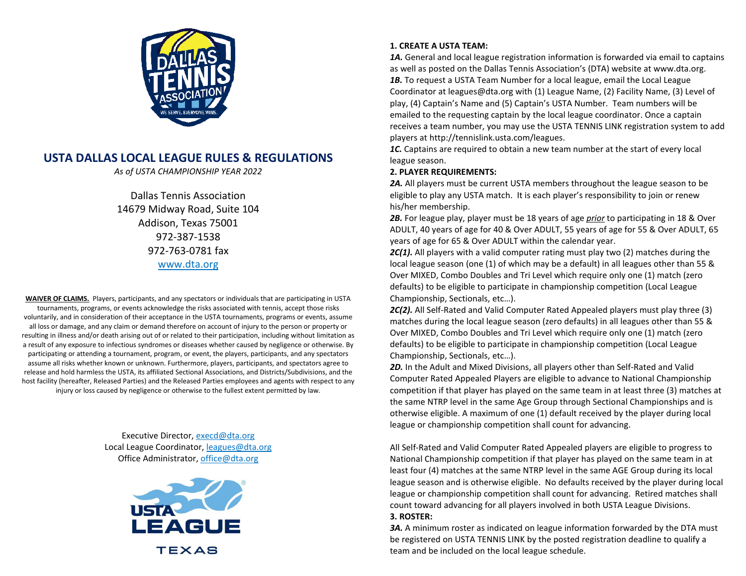# USTA DALLAS LOCAL LEAGUE RULES & REGULATIONS

*As of USTA CHAMPIONSHIP YEAR 2022*

Dallas Tennis Association
14679 Midway Road, Suite 104
Addison, Texas 75001
972-387-1538
972-763-0781 fax
www.dta.org

**WAIVER OF CLAIMS.** Players, participants, and any spectators or individuals that are participating in USTA tournaments, programs, or events acknowledge the risks associated with tennis, accept those risks voluntarily, and in consideration of their acceptance in the USTA tournaments, programs or events, assume all loss or damage, and any claim or demand therefore on account of injury to the person or property or resulting in illness and/or death arising out of or related to their participation, including without limitation as a result of any exposure to infectious syndromes or diseases whether caused by negligence or otherwise. By participating or attending a tournament, program, or event, the players, participants, and any spectators assume all risks whether known or unknown. Furthermore, players, participants, and spectators agree to release and hold harmless the USTA, its affiliated Sectional Associations, and Districts/Subdivisions, and the host facility (hereafter, Released Parties) and the Released Parties employees and agents with respect to any injury or loss caused by negligence or otherwise to the fullest extent permitted by law.

Executive Director, execd@dta.org
Local League Coordinator, leagues@dta.org
Office Administrator, office@dta.org

**1. CREATE A USTA TEAM:**

***1A.*** General and local league registration information is forwarded via email to captains as well as posted on the Dallas Tennis Association's (DTA) website at www.dta.org.

***1B.*** To request a USTA Team Number for a local league, email the Local League Coordinator at leagues@dta.org with (1) League Name, (2) Facility Name, (3) Level of play, (4) Captain's Name and (5) Captain's USTA Number. Team numbers will be emailed to the requesting captain by the local league coordinator. Once a captain receives a team number, you may use the USTA TENNIS LINK registration system to add players at http://tennislink.usta.com/leagues.

***1C.*** Captains are required to obtain a new team number at the start of every local league season.

**2. PLAYER REQUIREMENTS:**

***2A.*** All players must be current USTA members throughout the league season to be eligible to play any USTA match. It is each player's responsibility to join or renew his/her membership.

***2B.*** For league play, player must be 18 years of age ***prior*** to participating in 18 & Over ADULT, 40 years of age for 40 & Over ADULT, 55 years of age for 55 & Over ADULT, 65 years of age for 65 & Over ADULT within the calendar year.

***2C(1).*** All players with a valid computer rating must play two (2) matches during the local league season (one (1) of which may be a default) in all leagues other than 55 & Over MIXED, Combo Doubles and Tri Level which require only one (1) match (zero defaults) to be eligible to participate in championship competition (Local League Championship, Sectionals, etc…).

***2C(2).*** All Self-Rated and Valid Computer Rated Appealed players must play three (3) matches during the local league season (zero defaults) in all leagues other than 55 & Over MIXED, Combo Doubles and Tri Level which require only one (1) match (zero defaults) to be eligible to participate in championship competition (Local League Championship, Sectionals, etc…).

***2D.*** In the Adult and Mixed Divisions, all players other than Self-Rated and Valid Computer Rated Appealed Players are eligible to advance to National Championship competition if that player has played on the same team in at least three (3) matches at the same NTRP level in the same Age Group through Sectional Championships and is otherwise eligible. A maximum of one (1) default received by the player during local league or championship competition shall count for advancing.

All Self-Rated and Valid Computer Rated Appealed players are eligible to progress to National Championship competition if that player has played on the same team in at least four (4) matches at the same NTRP level in the same AGE Group during its local league season and is otherwise eligible. No defaults received by the player during local league or championship competition shall count for advancing. Retired matches shall count toward advancing for all players involved in both USTA League Divisions.

**3. ROSTER:**

***3A.*** A minimum roster as indicated on league information forwarded by the DTA must be registered on USTA TENNIS LINK by the posted registration deadline to qualify a team and be included on the local league schedule.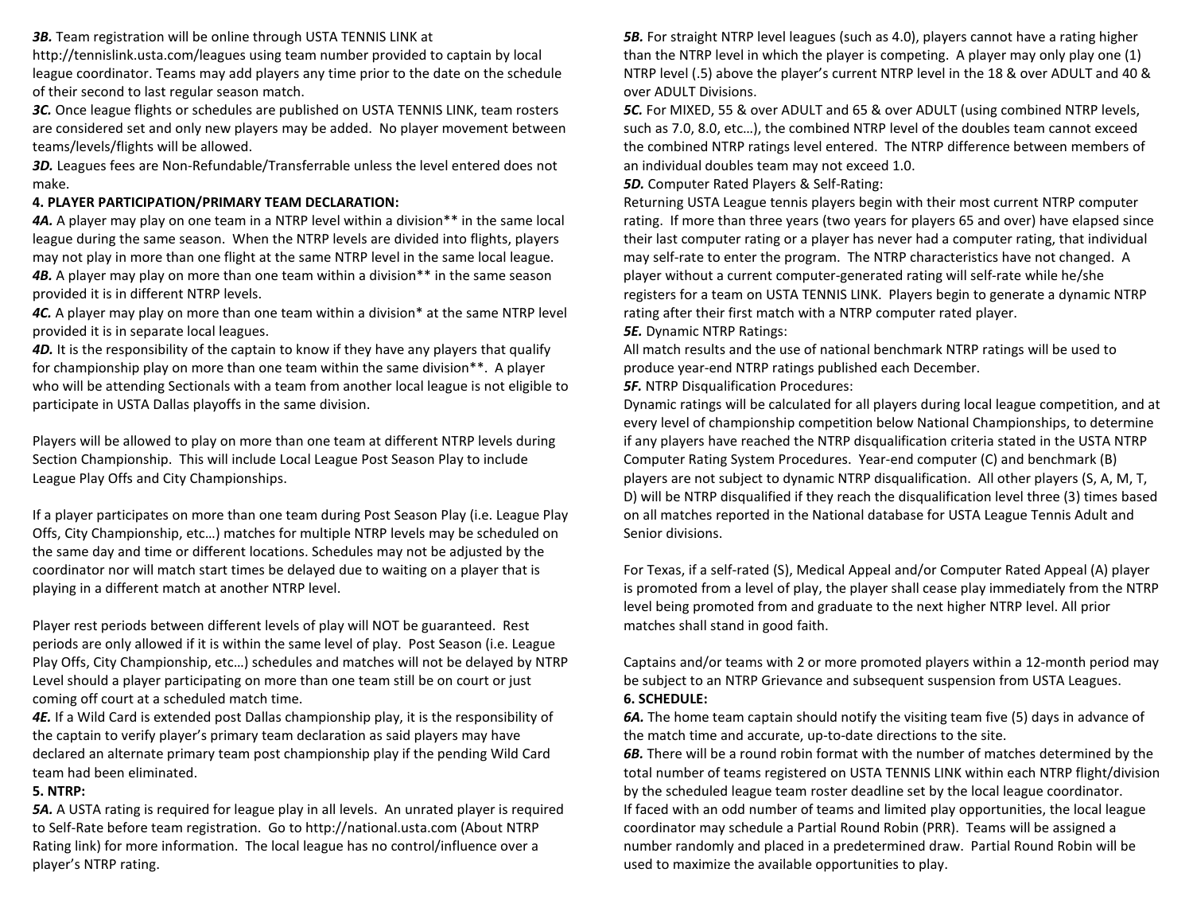***3B.*** Team registration will be online through USTA TENNIS LINK at http://tennislink.usta.com/leagues using team number provided to captain by local league coordinator. Teams may add players any time prior to the date on the schedule of their second to last regular season match.

***3C.*** Once league flights or schedules are published on USTA TENNIS LINK, team rosters are considered set and only new players may be added. No player movement between teams/levels/flights will be allowed.

***3D.*** Leagues fees are Non-Refundable/Transferrable unless the level entered does not make.

**4. PLAYER PARTICIPATION/PRIMARY TEAM DECLARATION:**

***4A.*** A player may play on one team in a NTRP level within a division** in the same local league during the same season. When the NTRP levels are divided into flights, players may not play in more than one flight at the same NTRP level in the same local league.

***4B.*** A player may play on more than one team within a division** in the same season provided it is in different NTRP levels.

***4C.*** A player may play on more than one team within a division* at the same NTRP level provided it is in separate local leagues.

***4D.*** It is the responsibility of the captain to know if they have any players that qualify for championship play on more than one team within the same division**. A player who will be attending Sectionals with a team from another local league is not eligible to participate in USTA Dallas playoffs in the same division.

Players will be allowed to play on more than one team at different NTRP levels during Section Championship. This will include Local League Post Season Play to include League Play Offs and City Championships.

If a player participates on more than one team during Post Season Play (i.e. League Play Offs, City Championship, etc…) matches for multiple NTRP levels may be scheduled on the same day and time or different locations. Schedules may not be adjusted by the coordinator nor will match start times be delayed due to waiting on a player that is playing in a different match at another NTRP level.

Player rest periods between different levels of play will NOT be guaranteed. Rest periods are only allowed if it is within the same level of play. Post Season (i.e. League Play Offs, City Championship, etc…) schedules and matches will not be delayed by NTRP Level should a player participating on more than one team still be on court or just coming off court at a scheduled match time.

***4E.*** If a Wild Card is extended post Dallas championship play, it is the responsibility of the captain to verify player's primary team declaration as said players may have declared an alternate primary team post championship play if the pending Wild Card team had been eliminated.

**5. NTRP:**

***5A.*** A USTA rating is required for league play in all levels. An unrated player is required to Self-Rate before team registration. Go to http://national.usta.com (About NTRP Rating link) for more information. The local league has no control/influence over a player's NTRP rating.

***5B.*** For straight NTRP level leagues (such as 4.0), players cannot have a rating higher than the NTRP level in which the player is competing. A player may only play one (1) NTRP level (.5) above the player's current NTRP level in the 18 & over ADULT and 40 & over ADULT Divisions.

***5C.*** For MIXED, 55 & over ADULT and 65 & over ADULT (using combined NTRP levels, such as 7.0, 8.0, etc…), the combined NTRP level of the doubles team cannot exceed the combined NTRP ratings level entered. The NTRP difference between members of an individual doubles team may not exceed 1.0.

***5D.*** Computer Rated Players & Self-Rating:

Returning USTA League tennis players begin with their most current NTRP computer rating. If more than three years (two years for players 65 and over) have elapsed since their last computer rating or a player has never had a computer rating, that individual may self-rate to enter the program. The NTRP characteristics have not changed. A player without a current computer-generated rating will self-rate while he/she registers for a team on USTA TENNIS LINK. Players begin to generate a dynamic NTRP rating after their first match with a NTRP computer rated player.

***5E.*** Dynamic NTRP Ratings:

All match results and the use of national benchmark NTRP ratings will be used to produce year-end NTRP ratings published each December.

***5F.*** NTRP Disqualification Procedures:

Dynamic ratings will be calculated for all players during local league competition, and at every level of championship competition below National Championships, to determine if any players have reached the NTRP disqualification criteria stated in the USTA NTRP Computer Rating System Procedures. Year-end computer (C) and benchmark (B) players are not subject to dynamic NTRP disqualification. All other players (S, A, M, T, D) will be NTRP disqualified if they reach the disqualification level three (3) times based on all matches reported in the National database for USTA League Tennis Adult and Senior divisions.

For Texas, if a self-rated (S), Medical Appeal and/or Computer Rated Appeal (A) player is promoted from a level of play, the player shall cease play immediately from the NTRP level being promoted from and graduate to the next higher NTRP level. All prior matches shall stand in good faith.

Captains and/or teams with 2 or more promoted players within a 12-month period may be subject to an NTRP Grievance and subsequent suspension from USTA Leagues.

**6. SCHEDULE:**

***6A.*** The home team captain should notify the visiting team five (5) days in advance of the match time and accurate, up-to-date directions to the site.

***6B.*** There will be a round robin format with the number of matches determined by the total number of teams registered on USTA TENNIS LINK within each NTRP flight/division by the scheduled league team roster deadline set by the local league coordinator.

If faced with an odd number of teams and limited play opportunities, the local league coordinator may schedule a Partial Round Robin (PRR). Teams will be assigned a number randomly and placed in a predetermined draw. Partial Round Robin will be used to maximize the available opportunities to play.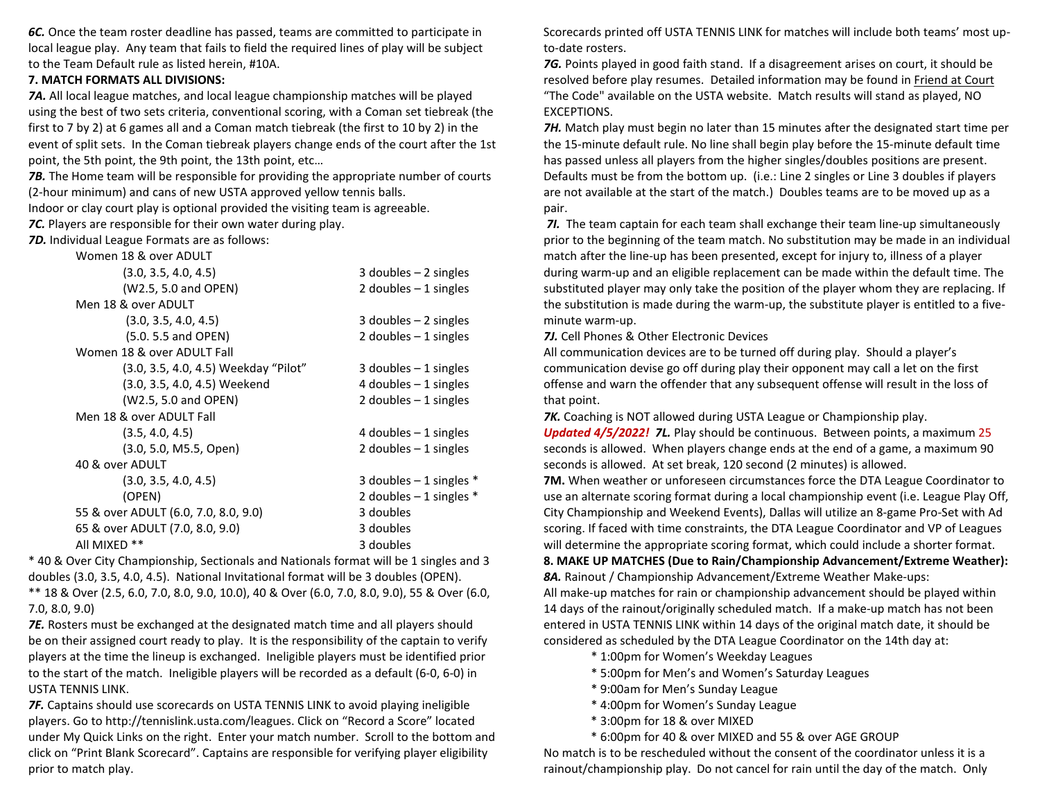***6C.*** Once the team roster deadline has passed, teams are committed to participate in local league play. Any team that fails to field the required lines of play will be subject to the Team Default rule as listed herein, #10A.

**7. MATCH FORMATS ALL DIVISIONS:**

***7A.*** All local league matches, and local league championship matches will be played using the best of two sets criteria, conventional scoring, with a Coman set tiebreak (the first to 7 by 2) at 6 games all and a Coman match tiebreak (the first to 10 by 2) in the event of split sets. In the Coman tiebreak players change ends of the court after the 1st point, the 5th point, the 9th point, the 13th point, etc…

***7B.*** The Home team will be responsible for providing the appropriate number of courts (2-hour minimum) and cans of new USTA approved yellow tennis balls.
Indoor or clay court play is optional provided the visiting team is agreeable.

***7C.*** Players are responsible for their own water during play.

***7D.*** Individual League Formats are as follows:

| | |
|---|---|
| Women 18 & over ADULT | |
| (3.0, 3.5, 4.0, 4.5) | 3 doubles – 2 singles |
| (W2.5, 5.0 and OPEN) | 2 doubles – 1 singles |
| Men 18 & over ADULT | |
| (3.0, 3.5, 4.0, 4.5) | 3 doubles – 2 singles |
| (5.0. 5.5 and OPEN) | 2 doubles – 1 singles |
| Women 18 & over ADULT Fall | |
| (3.0, 3.5, 4.0, 4.5) Weekday "Pilot" | 3 doubles – 1 singles |
| (3.0, 3.5, 4.0, 4.5) Weekend | 4 doubles – 1 singles |
| (W2.5, 5.0 and OPEN) | 2 doubles – 1 singles |
| Men 18 & over ADULT Fall | |
| (3.5, 4.0, 4.5) | 4 doubles – 1 singles |
| (3.0, 5.0, M5.5, Open) | 2 doubles – 1 singles |
| 40 & over ADULT | |
| (3.0, 3.5, 4.0, 4.5) | 3 doubles – 1 singles * |
| (OPEN) | 2 doubles – 1 singles * |
| 55 & over ADULT (6.0, 7.0, 8.0, 9.0) | 3 doubles |
| 65 & over ADULT (7.0, 8.0, 9.0) | 3 doubles |
| All MIXED ** | 3 doubles |

\* 40 & Over City Championship, Sectionals and Nationals format will be 1 singles and 3 doubles (3.0, 3.5, 4.0, 4.5). National Invitational format will be 3 doubles (OPEN).

\*\* 18 & Over (2.5, 6.0, 7.0, 8.0, 9.0, 10.0), 40 & Over (6.0, 7.0, 8.0, 9.0), 55 & Over (6.0, 7.0, 8.0, 9.0)

***7E.*** Rosters must be exchanged at the designated match time and all players should be on their assigned court ready to play. It is the responsibility of the captain to verify players at the time the lineup is exchanged. Ineligible players must be identified prior to the start of the match. Ineligible players will be recorded as a default (6-0, 6-0) in USTA TENNIS LINK.

***7F.*** Captains should use scorecards on USTA TENNIS LINK to avoid playing ineligible players. Go to http://tennislink.usta.com/leagues. Click on "Record a Score" located under My Quick Links on the right. Enter your match number. Scroll to the bottom and click on "Print Blank Scorecard". Captains are responsible for verifying player eligibility prior to match play.
Scorecards printed off USTA TENNIS LINK for matches will include both teams' most up-to-date rosters.

***7G.*** Points played in good faith stand. If a disagreement arises on court, it should be resolved before play resumes. Detailed information may be found in Friend at Court "The Code" available on the USTA website. Match results will stand as played, NO EXCEPTIONS.

***7H.*** Match play must begin no later than 15 minutes after the designated start time per the 15-minute default rule. No line shall begin play before the 15-minute default time has passed unless all players from the higher singles/doubles positions are present. Defaults must be from the bottom up. (i.e.: Line 2 singles or Line 3 doubles if players are not available at the start of the match.) Doubles teams are to be moved up as a pair.

***7I.*** The team captain for each team shall exchange their team line-up simultaneously prior to the beginning of the team match. No substitution may be made in an individual match after the line-up has been presented, except for injury to, illness of a player during warm-up and an eligible replacement can be made within the default time. The substituted player may only take the position of the player whom they are replacing. If the substitution is made during the warm-up, the substitute player is entitled to a five-minute warm-up.

***7J.*** Cell Phones & Other Electronic Devices
All communication devices are to be turned off during play. Should a player's communication devise go off during play their opponent may call a let on the first offense and warn the offender that any subsequent offense will result in the loss of that point.

***7K.*** Coaching is NOT allowed during USTA League or Championship play.

***Updated 4/5/2022!*** ***7L.*** Play should be continuous. Between points, a maximum 25 seconds is allowed. When players change ends at the end of a game, a maximum 90 seconds is allowed. At set break, 120 second (2 minutes) is allowed.

**7M.** When weather or unforeseen circumstances force the DTA League Coordinator to use an alternate scoring format during a local championship event (i.e. League Play Off, City Championship and Weekend Events), Dallas will utilize an 8-game Pro-Set with Ad scoring. If faced with time constraints, the DTA League Coordinator and VP of Leagues will determine the appropriate scoring format, which could include a shorter format.

**8. MAKE UP MATCHES (Due to Rain/Championship Advancement/Extreme Weather):**

***8A.*** Rainout / Championship Advancement/Extreme Weather Make-ups:
All make-up matches for rain or championship advancement should be played within 14 days of the rainout/originally scheduled match. If a make-up match has not been entered in USTA TENNIS LINK within 14 days of the original match date, it should be considered as scheduled by the DTA League Coordinator on the 14th day at:

- 1:00pm for Women's Weekday Leagues
- 5:00pm for Men's and Women's Saturday Leagues
- 9:00am for Men's Sunday League
- 4:00pm for Women's Sunday League
- 3:00pm for 18 & over MIXED
- 6:00pm for 40 & over MIXED and 55 & over AGE GROUP

No match is to be rescheduled without the consent of the coordinator unless it is a rainout/championship play. Do not cancel for rain until the day of the match. Only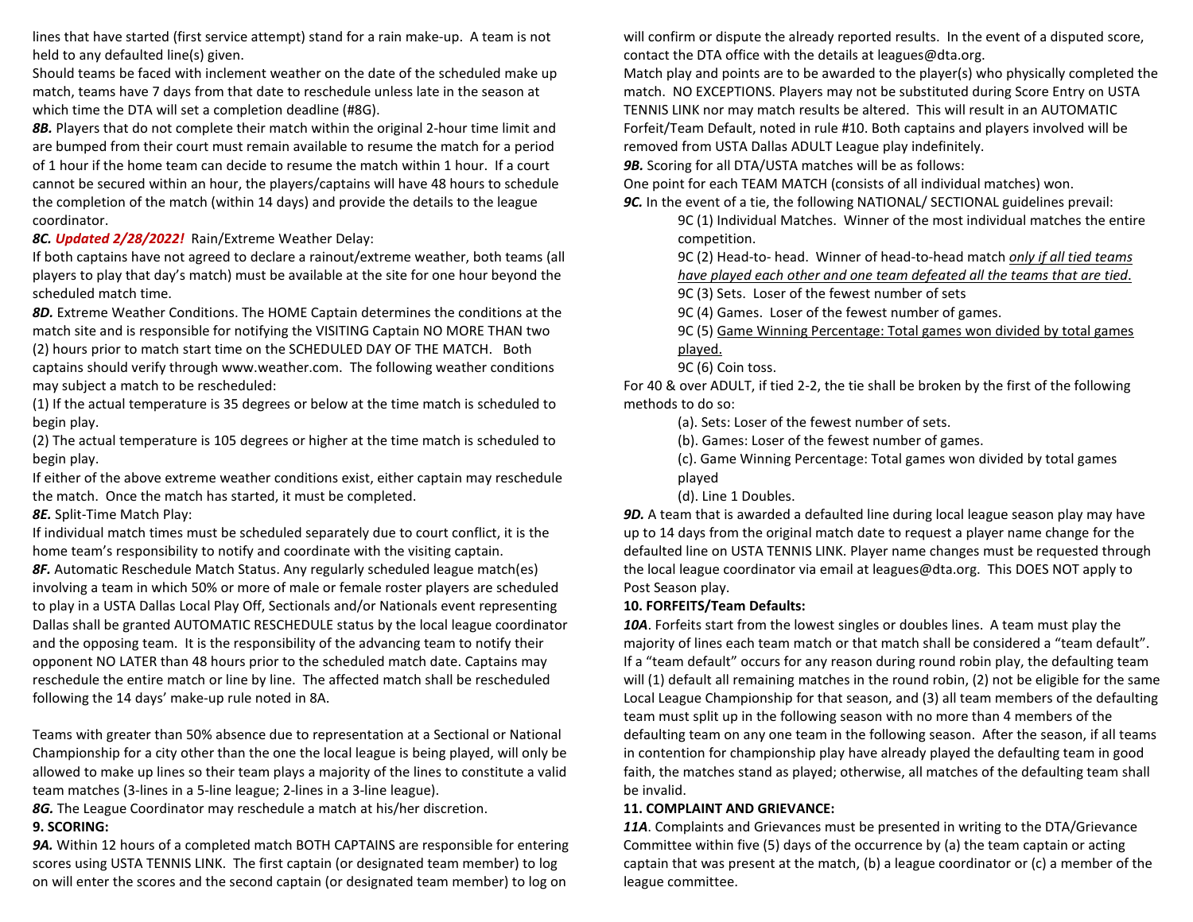lines that have started (first service attempt) stand for a rain make-up. A team is not held to any defaulted line(s) given.

Should teams be faced with inclement weather on the date of the scheduled make up match, teams have 7 days from that date to reschedule unless late in the season at which time the DTA will set a completion deadline (#8G).

***8B.*** Players that do not complete their match within the original 2-hour time limit and are bumped from their court must remain available to resume the match for a period of 1 hour if the home team can decide to resume the match within 1 hour. If a court cannot be secured within an hour, the players/captains will have 48 hours to schedule the completion of the match (within 14 days) and provide the details to the league coordinator.

***8C. Updated 2/28/2022!*** Rain/Extreme Weather Delay:

If both captains have not agreed to declare a rainout/extreme weather, both teams (all players to play that day's match) must be available at the site for one hour beyond the scheduled match time.

***8D.*** Extreme Weather Conditions. The HOME Captain determines the conditions at the match site and is responsible for notifying the VISITING Captain NO MORE THAN two (2) hours prior to match start time on the SCHEDULED DAY OF THE MATCH. Both captains should verify through www.weather.com. The following weather conditions may subject a match to be rescheduled:

(1) If the actual temperature is 35 degrees or below at the time match is scheduled to begin play.

(2) The actual temperature is 105 degrees or higher at the time match is scheduled to begin play.

If either of the above extreme weather conditions exist, either captain may reschedule the match. Once the match has started, it must be completed.

***8E.*** Split-Time Match Play:

If individual match times must be scheduled separately due to court conflict, it is the home team's responsibility to notify and coordinate with the visiting captain.

***8F.*** Automatic Reschedule Match Status. Any regularly scheduled league match(es) involving a team in which 50% or more of male or female roster players are scheduled to play in a USTA Dallas Local Play Off, Sectionals and/or Nationals event representing Dallas shall be granted AUTOMATIC RESCHEDULE status by the local league coordinator and the opposing team. It is the responsibility of the advancing team to notify their opponent NO LATER than 48 hours prior to the scheduled match date. Captains may reschedule the entire match or line by line. The affected match shall be rescheduled following the 14 days' make-up rule noted in 8A.

Teams with greater than 50% absence due to representation at a Sectional or National Championship for a city other than the one the local league is being played, will only be allowed to make up lines so their team plays a majority of the lines to constitute a valid team matches (3-lines in a 5-line league; 2-lines in a 3-line league).

***8G.*** The League Coordinator may reschedule a match at his/her discretion.

**9. SCORING:**

***9A.*** Within 12 hours of a completed match BOTH CAPTAINS are responsible for entering scores using USTA TENNIS LINK. The first captain (or designated team member) to log on will enter the scores and the second captain (or designated team member) to log on will confirm or dispute the already reported results. In the event of a disputed score, contact the DTA office with the details at leagues@dta.org.

Match play and points are to be awarded to the player(s) who physically completed the match. NO EXCEPTIONS. Players may not be substituted during Score Entry on USTA TENNIS LINK nor may match results be altered. This will result in an AUTOMATIC Forfeit/Team Default, noted in rule #10. Both captains and players involved will be removed from USTA Dallas ADULT League play indefinitely.

***9B.*** Scoring for all DTA/USTA matches will be as follows:

One point for each TEAM MATCH (consists of all individual matches) won.

***9C.*** In the event of a tie, the following NATIONAL/ SECTIONAL guidelines prevail:

9C (1) Individual Matches. Winner of the most individual matches the entire competition.

9C (2) Head-to- head. Winner of head-to-head match *only if all tied teams have played each other and one team defeated all the teams that are tied.*

9C (3) Sets. Loser of the fewest number of sets

9C (4) Games. Loser of the fewest number of games.

9C (5) Game Winning Percentage: Total games won divided by total games played.

9C (6) Coin toss.

For 40 & over ADULT, if tied 2-2, the tie shall be broken by the first of the following methods to do so:

(a). Sets: Loser of the fewest number of sets.

(b). Games: Loser of the fewest number of games.

(c). Game Winning Percentage: Total games won divided by total games played

(d). Line 1 Doubles.

***9D.*** A team that is awarded a defaulted line during local league season play may have up to 14 days from the original match date to request a player name change for the defaulted line on USTA TENNIS LINK. Player name changes must be requested through the local league coordinator via email at leagues@dta.org. This DOES NOT apply to Post Season play.

**10. FORFEITS/Team Defaults:**

***10A***. Forfeits start from the lowest singles or doubles lines. A team must play the majority of lines each team match or that match shall be considered a "team default". If a "team default" occurs for any reason during round robin play, the defaulting team will (1) default all remaining matches in the round robin, (2) not be eligible for the same Local League Championship for that season, and (3) all team members of the defaulting team must split up in the following season with no more than 4 members of the defaulting team on any one team in the following season. After the season, if all teams in contention for championship play have already played the defaulting team in good faith, the matches stand as played; otherwise, all matches of the defaulting team shall be invalid.

**11. COMPLAINT AND GRIEVANCE:**

***11A***. Complaints and Grievances must be presented in writing to the DTA/Grievance Committee within five (5) days of the occurrence by (a) the team captain or acting captain that was present at the match, (b) a league coordinator or (c) a member of the league committee.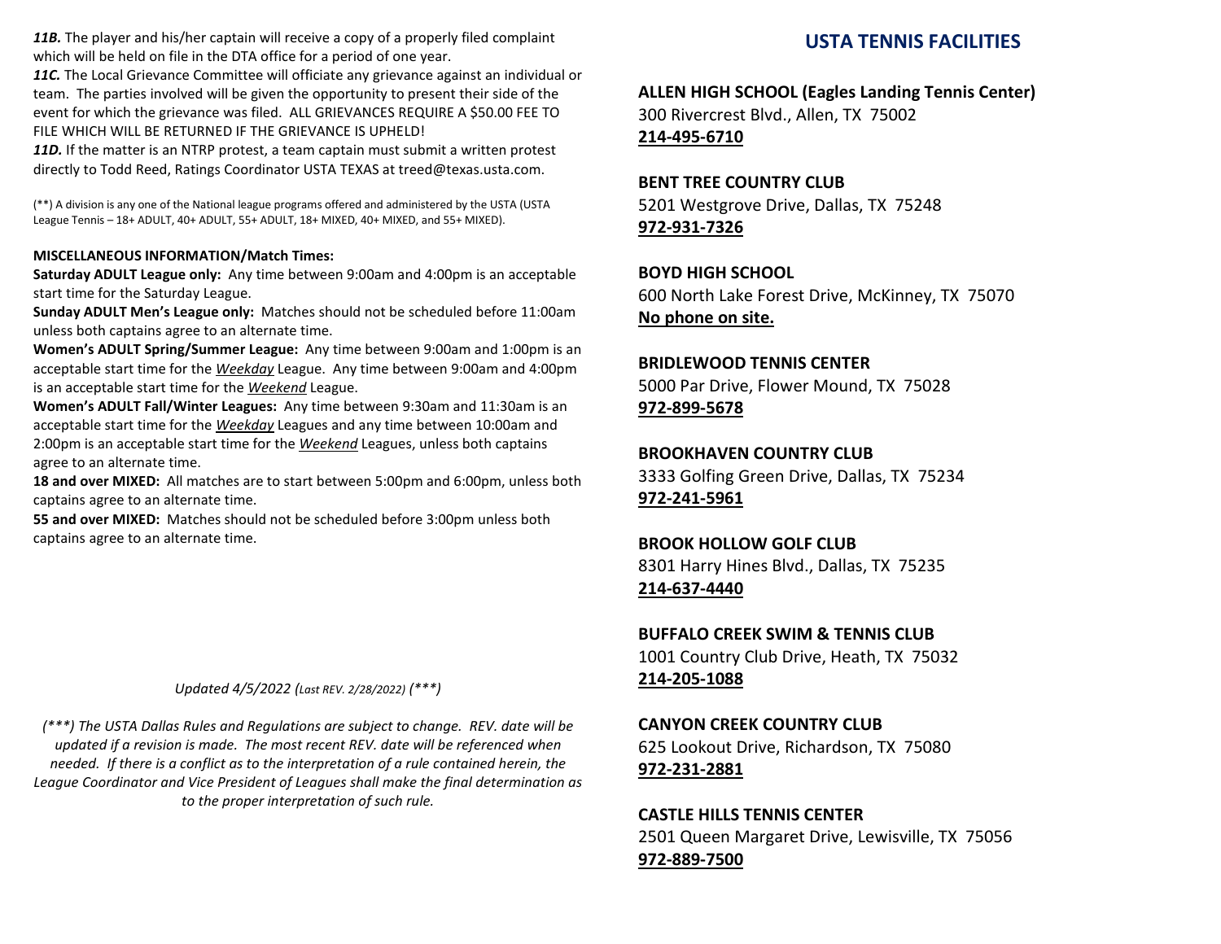***11B.*** The player and his/her captain will receive a copy of a properly filed complaint which will be held on file in the DTA office for a period of one year.

***11C.*** The Local Grievance Committee will officiate any grievance against an individual or team. The parties involved will be given the opportunity to present their side of the event for which the grievance was filed. ALL GRIEVANCES REQUIRE A $50.00 FEE TO FILE WHICH WILL BE RETURNED IF THE GRIEVANCE IS UPHELD!

***11D.*** If the matter is an NTRP protest, a team captain must submit a written protest directly to Todd Reed, Ratings Coordinator USTA TEXAS at treed@texas.usta.com.

(**) A division is any one of the National league programs offered and administered by the USTA (USTA League Tennis – 18+ ADULT, 40+ ADULT, 55+ ADULT, 18+ MIXED, 40+ MIXED, and 55+ MIXED).

**MISCELLANEOUS INFORMATION/Match Times:**

**Saturday ADULT League only:** Any time between 9:00am and 4:00pm is an acceptable start time for the Saturday League.

**Sunday ADULT Men's League only:** Matches should not be scheduled before 11:00am unless both captains agree to an alternate time.

**Women's ADULT Spring/Summer League:** Any time between 9:00am and 1:00pm is an acceptable start time for the *Weekday* League. Any time between 9:00am and 4:00pm is an acceptable start time for the *Weekend* League.

**Women's ADULT Fall/Winter Leagues:** Any time between 9:30am and 11:30am is an acceptable start time for the *Weekday* Leagues and any time between 10:00am and 2:00pm is an acceptable start time for the *Weekend* Leagues, unless both captains agree to an alternate time.

**18 and over MIXED:** All matches are to start between 5:00pm and 6:00pm, unless both captains agree to an alternate time.

**55 and over MIXED:** Matches should not be scheduled before 3:00pm unless both captains agree to an alternate time.

*Updated 4/5/2022 (Last REV. 2/28/2022) (***)*

*(***) The USTA Dallas Rules and Regulations are subject to change. REV. date will be updated if a revision is made. The most recent REV. date will be referenced when needed. If there is a conflict as to the interpretation of a rule contained herein, the League Coordinator and Vice President of Leagues shall make the final determination as to the proper interpretation of such rule.*

## USTA TENNIS FACILITIES

**ALLEN HIGH SCHOOL (Eagles Landing Tennis Center)**
300 Rivercrest Blvd., Allen, TX 75002
**214-495-6710**

**BENT TREE COUNTRY CLUB**
5201 Westgrove Drive, Dallas, TX 75248
**972-931-7326**

**BOYD HIGH SCHOOL**
600 North Lake Forest Drive, McKinney, TX 75070
**No phone on site.**

**BRIDLEWOOD TENNIS CENTER**
5000 Par Drive, Flower Mound, TX 75028
**972-899-5678**

**BROOKHAVEN COUNTRY CLUB**
3333 Golfing Green Drive, Dallas, TX 75234
**972-241-5961**

**BROOK HOLLOW GOLF CLUB**
8301 Harry Hines Blvd., Dallas, TX 75235
**214-637-4440**

**BUFFALO CREEK SWIM & TENNIS CLUB**
1001 Country Club Drive, Heath, TX 75032
**214-205-1088**

**CANYON CREEK COUNTRY CLUB**
625 Lookout Drive, Richardson, TX 75080
**972-231-2881**

**CASTLE HILLS TENNIS CENTER**
2501 Queen Margaret Drive, Lewisville, TX 75056
**972-889-7500**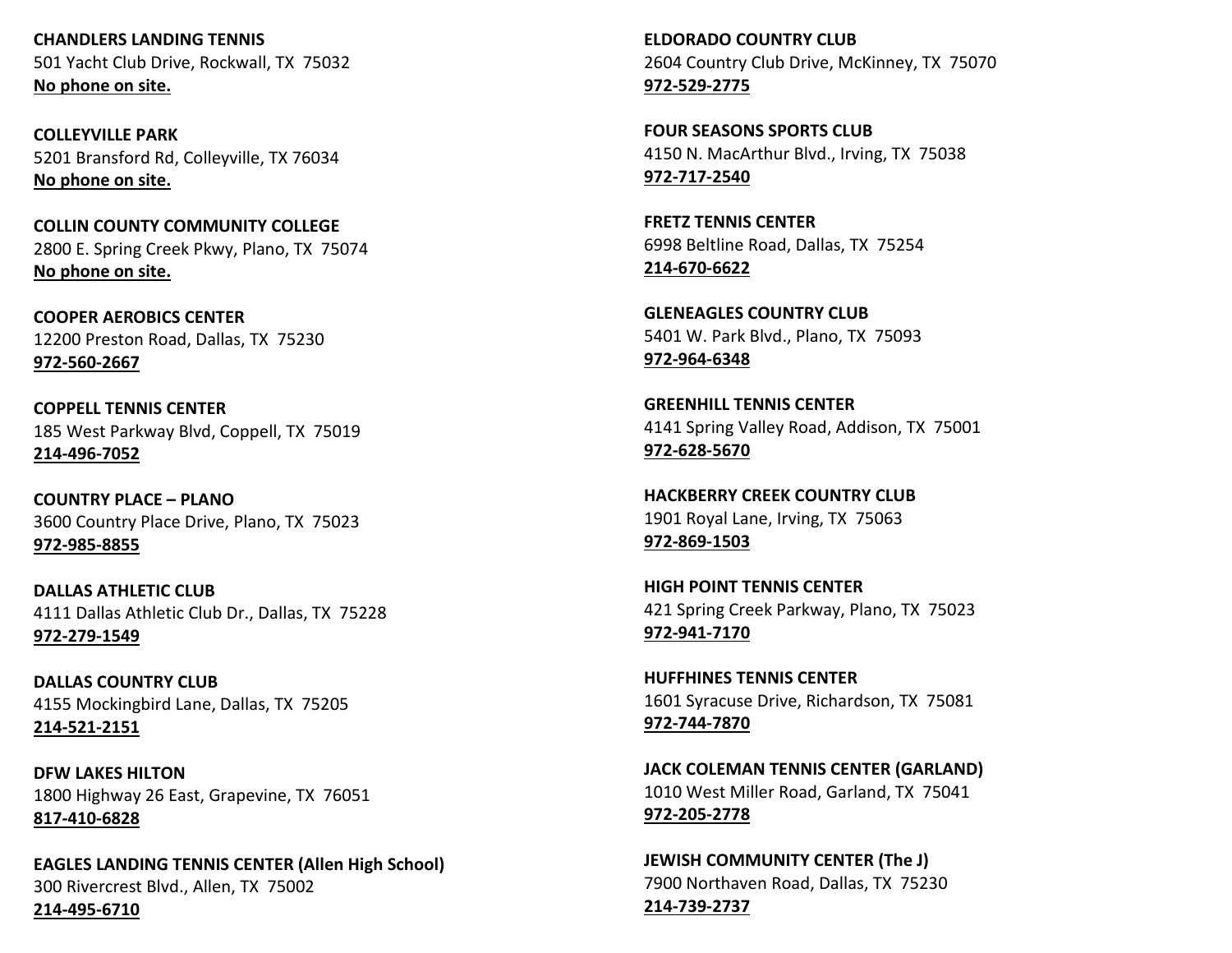**CHANDLERS LANDING TENNIS**
501 Yacht Club Drive, Rockwall, TX 75032
**No phone on site.**

**COLLEYVILLE PARK**
5201 Bransford Rd, Colleyville, TX 76034
**No phone on site.**

**COLLIN COUNTY COMMUNITY COLLEGE**
2800 E. Spring Creek Pkwy, Plano, TX 75074
**No phone on site.**

**COOPER AEROBICS CENTER**
12200 Preston Road, Dallas, TX 75230
**972-560-2667**

**COPPELL TENNIS CENTER**
185 West Parkway Blvd, Coppell, TX 75019
**214-496-7052**

**COUNTRY PLACE – PLANO**
3600 Country Place Drive, Plano, TX 75023
**972-985-8855**

**DALLAS ATHLETIC CLUB**
4111 Dallas Athletic Club Dr., Dallas, TX 75228
**972-279-1549**

**DALLAS COUNTRY CLUB**
4155 Mockingbird Lane, Dallas, TX 75205
**214-521-2151**

**DFW LAKES HILTON**
1800 Highway 26 East, Grapevine, TX 76051
**817-410-6828**

**EAGLES LANDING TENNIS CENTER (Allen High School)**
300 Rivercrest Blvd., Allen, TX 75002
**214-495-6710**

**ELDORADO COUNTRY CLUB**
2604 Country Club Drive, McKinney, TX 75070
**972-529-2775**

**FOUR SEASONS SPORTS CLUB**
4150 N. MacArthur Blvd., Irving, TX 75038
**972-717-2540**

**FRETZ TENNIS CENTER**
6998 Beltline Road, Dallas, TX 75254
**214-670-6622**

**GLENEAGLES COUNTRY CLUB**
5401 W. Park Blvd., Plano, TX 75093
**972-964-6348**

**GREENHILL TENNIS CENTER**
4141 Spring Valley Road, Addison, TX 75001
**972-628-5670**

**HACKBERRY CREEK COUNTRY CLUB**
1901 Royal Lane, Irving, TX 75063
**972-869-1503**

**HIGH POINT TENNIS CENTER**
421 Spring Creek Parkway, Plano, TX 75023
**972-941-7170**

**HUFFHINES TENNIS CENTER**
1601 Syracuse Drive, Richardson, TX 75081
**972-744-7870**

**JACK COLEMAN TENNIS CENTER (GARLAND)**
1010 West Miller Road, Garland, TX 75041
**972-205-2778**

**JEWISH COMMUNITY CENTER (The J)**
7900 Northaven Road, Dallas, TX 75230
**214-739-2737**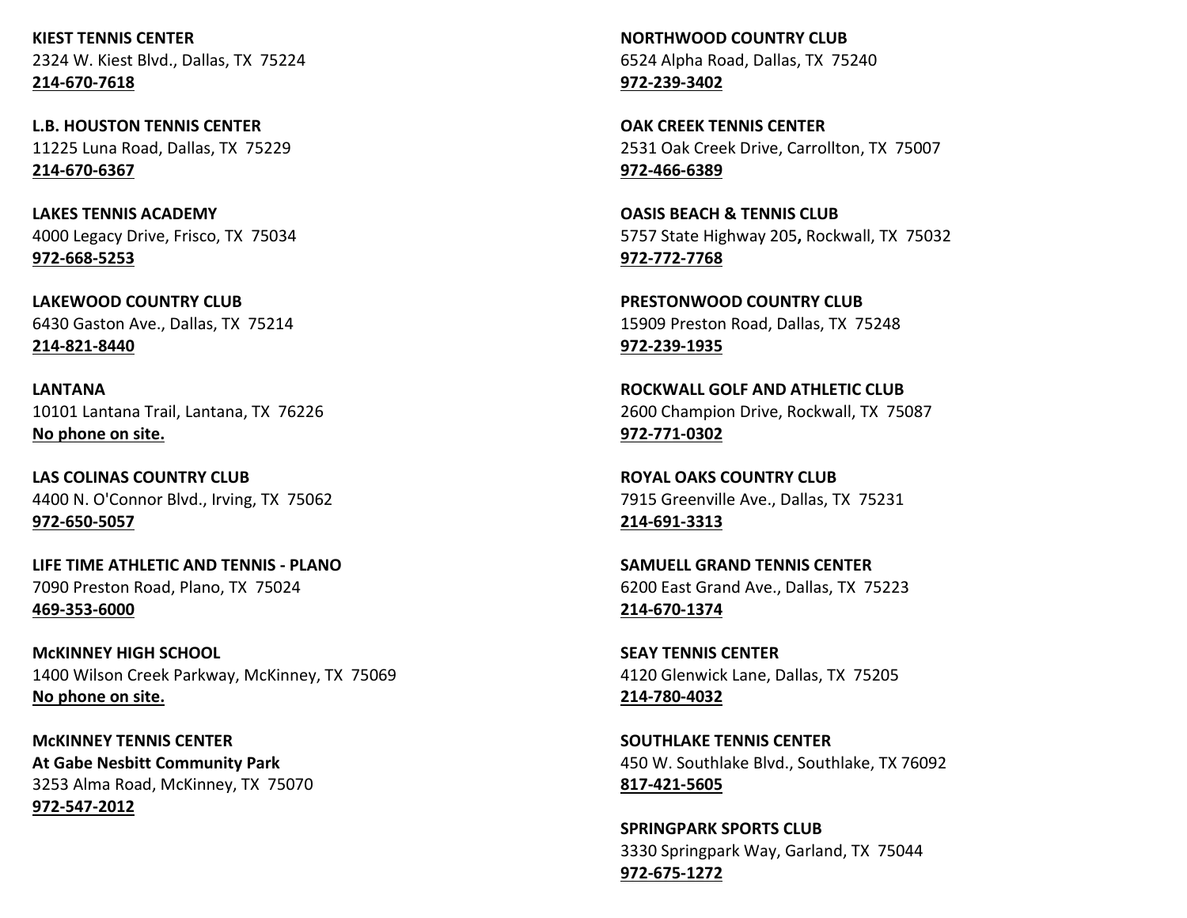**KIEST TENNIS CENTER**
2324 W. Kiest Blvd., Dallas, TX 75224
**214-670-7618**

**L.B. HOUSTON TENNIS CENTER**
11225 Luna Road, Dallas, TX 75229
**214-670-6367**

**LAKES TENNIS ACADEMY**
4000 Legacy Drive, Frisco, TX 75034
**972-668-5253**

**LAKEWOOD COUNTRY CLUB**
6430 Gaston Ave., Dallas, TX 75214
**214-821-8440**

**LANTANA**
10101 Lantana Trail, Lantana, TX 76226
**No phone on site.**

**LAS COLINAS COUNTRY CLUB**
4400 N. O'Connor Blvd., Irving, TX 75062
**972-650-5057**

**LIFE TIME ATHLETIC AND TENNIS - PLANO**
7090 Preston Road, Plano, TX 75024
**469-353-6000**

**McKINNEY HIGH SCHOOL**
1400 Wilson Creek Parkway, McKinney, TX 75069
**No phone on site.**

**McKINNEY TENNIS CENTER**
**At Gabe Nesbitt Community Park**
3253 Alma Road, McKinney, TX 75070
**972-547-2012**

**NORTHWOOD COUNTRY CLUB**
6524 Alpha Road, Dallas, TX 75240
**972-239-3402**

**OAK CREEK TENNIS CENTER**
2531 Oak Creek Drive, Carrollton, TX 75007
**972-466-6389**

**OASIS BEACH & TENNIS CLUB**
5757 State Highway 205**,** Rockwall, TX 75032
**972-772-7768**

**PRESTONWOOD COUNTRY CLUB**
15909 Preston Road, Dallas, TX 75248
**972-239-1935**

**ROCKWALL GOLF AND ATHLETIC CLUB**
2600 Champion Drive, Rockwall, TX 75087
**972-771-0302**

**ROYAL OAKS COUNTRY CLUB**
7915 Greenville Ave., Dallas, TX 75231
**214-691-3313**

**SAMUELL GRAND TENNIS CENTER**
6200 East Grand Ave., Dallas, TX 75223
**214-670-1374**

**SEAY TENNIS CENTER**
4120 Glenwick Lane, Dallas, TX 75205
**214-780-4032**

**SOUTHLAKE TENNIS CENTER**
450 W. Southlake Blvd., Southlake, TX 76092
**817-421-5605**

**SPRINGPARK SPORTS CLUB**
3330 Springpark Way, Garland, TX 75044
**972-675-1272**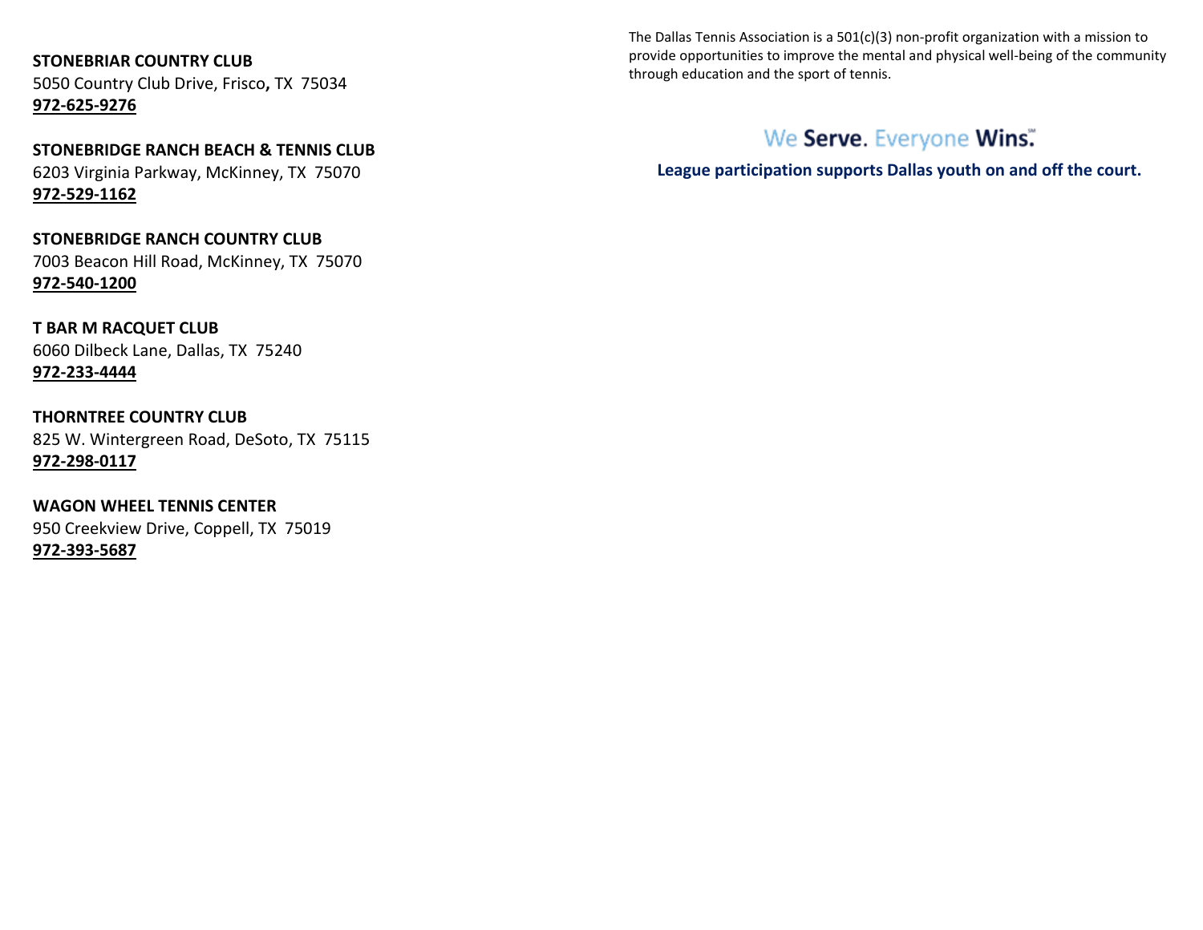**STONEBRIAR COUNTRY CLUB**
5050 Country Club Drive, Frisco**,** TX  75034
**972-625-9276**

**STONEBRIDGE RANCH BEACH & TENNIS CLUB**
6203 Virginia Parkway, McKinney, TX  75070
**972-529-1162**

**STONEBRIDGE RANCH COUNTRY CLUB**
7003 Beacon Hill Road, McKinney, TX  75070
**972-540-1200**

**T BAR M RACQUET CLUB**
6060 Dilbeck Lane, Dallas, TX  75240
**972-233-4444**

**THORNTREE COUNTRY CLUB**
825 W. Wintergreen Road, DeSoto, TX  75115
**972-298-0117**

**WAGON WHEEL TENNIS CENTER**
950 Creekview Drive, Coppell, TX  75019
**972-393-5687**

The Dallas Tennis Association is a 501(c)(3) non-profit organization with a mission to provide opportunities to improve the mental and physical well-being of the community through education and the sport of tennis.

We **Serve**. Everyone **Wins**.℠

**League participation supports Dallas youth on and off the court.**